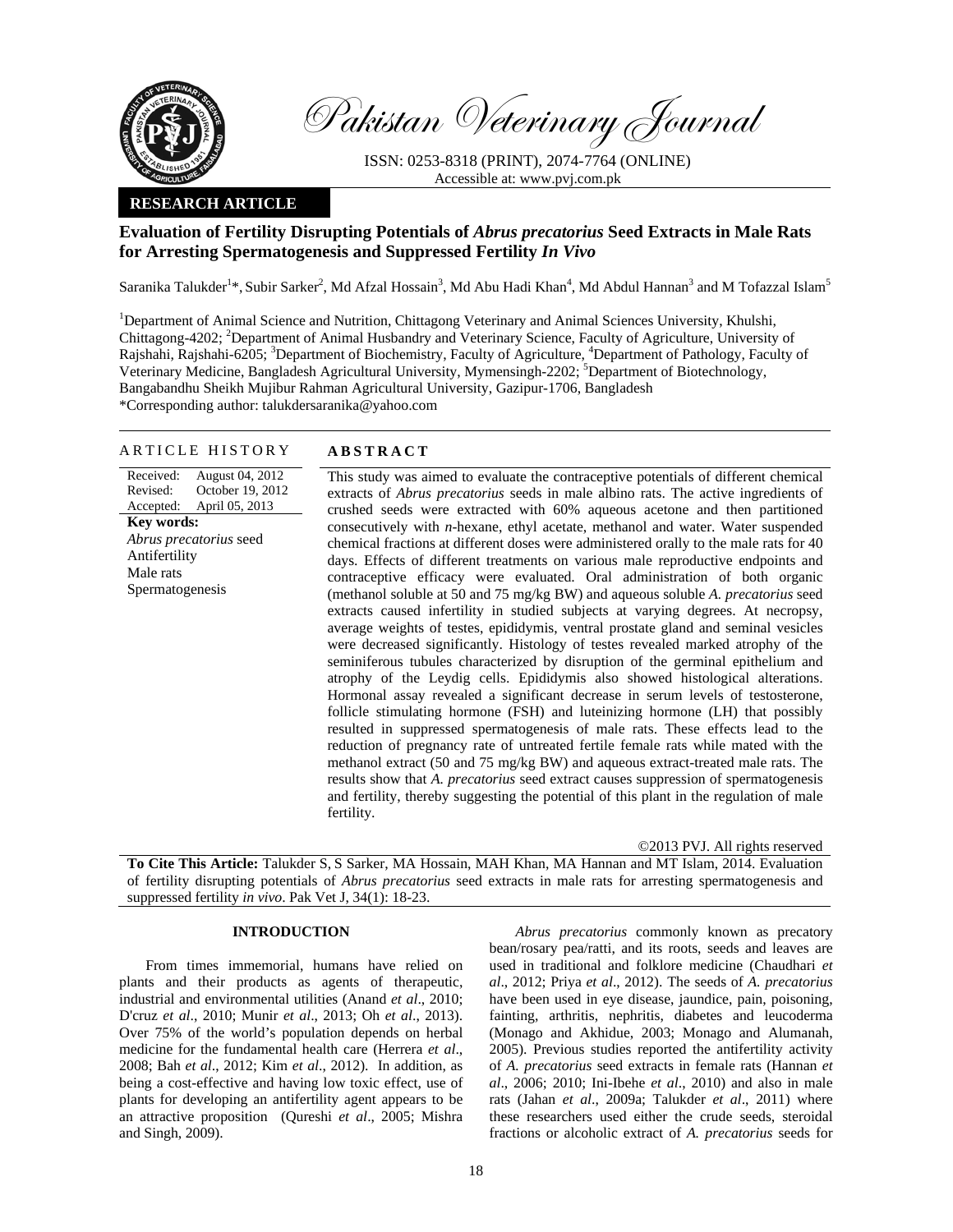Pakistan Veterinary Journal

ISSN: 0253-8318 (PRINT), 2074-7764 (ONLINE)
Accessible at: www.pvj.com.pk

**RESEARCH ARTICLE**

# Evaluation of Fertility Disrupting Potentials of *Abrus precatorius* Seed Extracts in Male Rats for Arresting Spermatogenesis and Suppressed Fertility *In Vivo*

Saranika Talukder[1]*, Subir Sarker[2], Md Afzal Hossain[3], Md Abu Hadi Khan[4], Md Abdul Hannan[3] and M Tofazzal Islam[5]

[1]Department of Animal Science and Nutrition, Chittagong Veterinary and Animal Sciences University, Khulshi, Chittagong-4202; [2]Department of Animal Husbandry and Veterinary Science, Faculty of Agriculture, University of Rajshahi, Rajshahi-6205; [3]Department of Biochemistry, Faculty of Agriculture, [4]Department of Pathology, Faculty of Veterinary Medicine, Bangladesh Agricultural University, Mymensingh-2202; [5]Department of Biotechnology, Bangabandhu Sheikh Mujibur Rahman Agricultural University, Gazipur-1706, Bangladesh
*Corresponding author: talukdersaranika@yahoo.com

## ARTICLE HISTORY

Received: August 04, 2012
Revised: October 19, 2012
Accepted: April 05, 2013

**Key words:**
*Abrus precatorius* seed
Antifertility
Male rats
Spermatogenesis

## ABSTRACT

This study was aimed to evaluate the contraceptive potentials of different chemical extracts of *Abrus precatorius* seeds in male albino rats. The active ingredients of crushed seeds were extracted with 60% aqueous acetone and then partitioned consecutively with *n*-hexane, ethyl acetate, methanol and water. Water suspended chemical fractions at different doses were administered orally to the male rats for 40 days. Effects of different treatments on various male reproductive endpoints and contraceptive efficacy were evaluated. Oral administration of both organic (methanol soluble at 50 and 75 mg/kg BW) and aqueous soluble *A. precatorius* seed extracts caused infertility in studied subjects at varying degrees. At necropsy, average weights of testes, epididymis, ventral prostate gland and seminal vesicles were decreased significantly. Histology of testes revealed marked atrophy of the seminiferous tubules characterized by disruption of the germinal epithelium and atrophy of the Leydig cells. Epididymis also showed histological alterations. Hormonal assay revealed a significant decrease in serum levels of testosterone, follicle stimulating hormone (FSH) and luteinizing hormone (LH) that possibly resulted in suppressed spermatogenesis of male rats. These effects lead to the reduction of pregnancy rate of untreated fertile female rats while mated with the methanol extract (50 and 75 mg/kg BW) and aqueous extract-treated male rats. The results show that *A. precatorius* seed extract causes suppression of spermatogenesis and fertility, thereby suggesting the potential of this plant in the regulation of male fertility.

©2013 PVJ. All rights reserved

**To Cite This Article:** Talukder S, S Sarker, MA Hossain, MAH Khan, MA Hannan and MT Islam, 2014. Evaluation of fertility disrupting potentials of *Abrus precatorius* seed extracts in male rats for arresting spermatogenesis and suppressed fertility *in vivo*. Pak Vet J, 34(1): 18-23.

## INTRODUCTION

From times immemorial, humans have relied on plants and their products as agents of therapeutic, industrial and environmental utilities (Anand *et al*., 2010; D'cruz *et al*., 2010; Munir *et al*., 2013; Oh *et al*., 2013). Over 75% of the world's population depends on herbal medicine for the fundamental health care (Herrera *et al*., 2008; Bah *et al*., 2012; Kim *et al*., 2012). In addition, as being a cost-effective and having low toxic effect, use of plants for developing an antifertility agent appears to be an attractive proposition (Qureshi *et al*., 2005; Mishra and Singh, 2009).

*Abrus precatorius* commonly known as precatory bean/rosary pea/ratti, and its roots, seeds and leaves are used in traditional and folklore medicine (Chaudhari *et al*., 2012; Priya *et al*., 2012). The seeds of *A. precatorius* have been used in eye disease, jaundice, pain, poisoning, fainting, arthritis, nephritis, diabetes and leucoderma (Monago and Akhidue, 2003; Monago and Alumanah, 2005). Previous studies reported the antifertility activity of *A. precatorius* seed extracts in female rats (Hannan *et al*., 2006; 2010; Ini-Ibehe *et al*., 2010) and also in male rats (Jahan *et al*., 2009a; Talukder *et al*., 2011) where these researchers used either the crude seeds, steroidal fractions or alcoholic extract of *A. precatorius* seeds for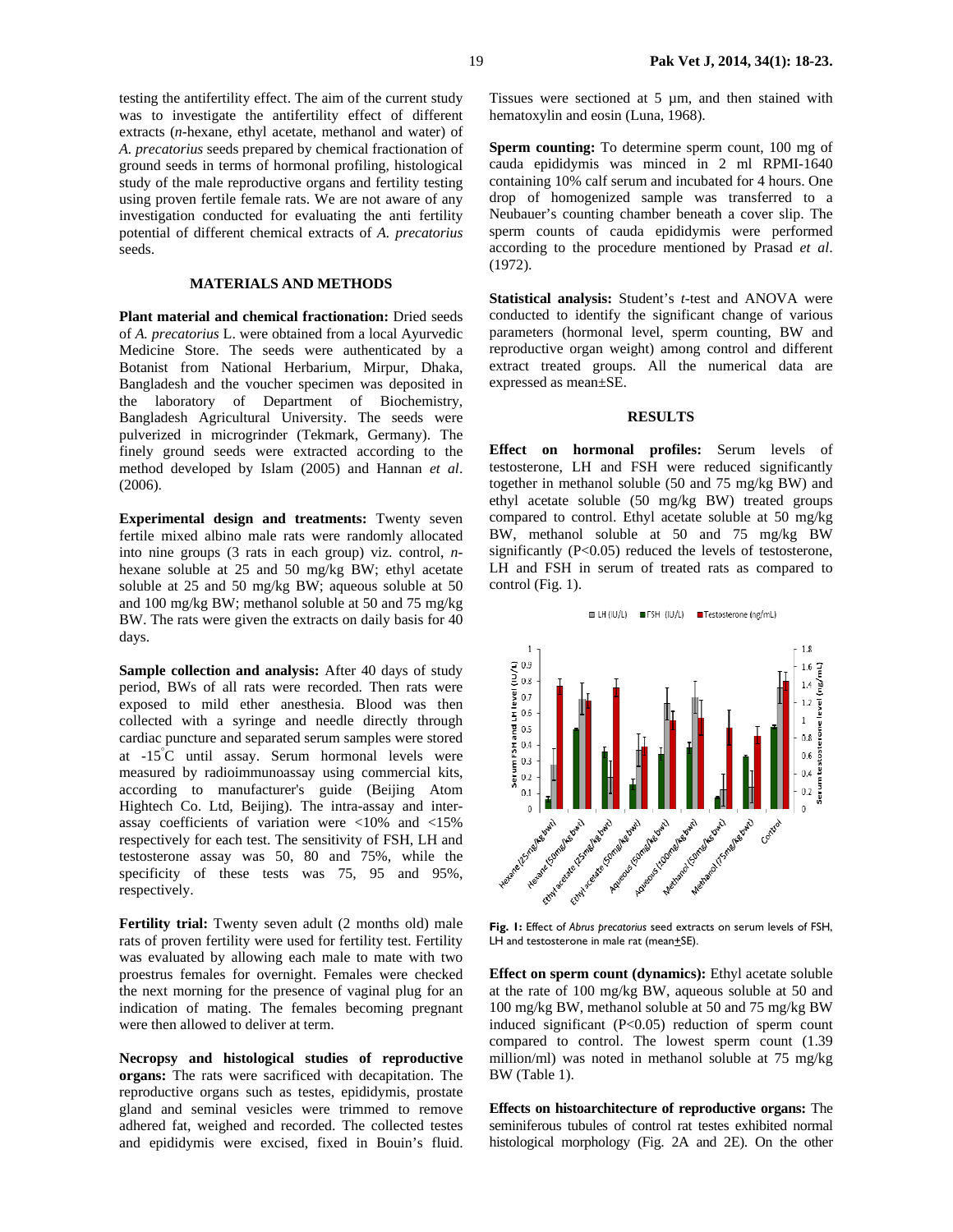testing the antifertility effect. The aim of the current study was to investigate the antifertility effect of different extracts (*n*-hexane, ethyl acetate, methanol and water) of *A. precatorius* seeds prepared by chemical fractionation of ground seeds in terms of hormonal profiling, histological study of the male reproductive organs and fertility testing using proven fertile female rats. We are not aware of any investigation conducted for evaluating the anti fertility potential of different chemical extracts of *A. precatorius* seeds.

## MATERIALS AND METHODS

**Plant material and chemical fractionation:** Dried seeds of *A. precatorius* L. were obtained from a local Ayurvedic Medicine Store. The seeds were authenticated by a Botanist from National Herbarium, Mirpur, Dhaka, Bangladesh and the voucher specimen was deposited in the laboratory of Department of Biochemistry, Bangladesh Agricultural University. The seeds were pulverized in microgrinder (Tekmark, Germany). The finely ground seeds were extracted according to the method developed by Islam (2005) and Hannan *et al*. (2006).

**Experimental design and treatments:** Twenty seven fertile mixed albino male rats were randomly allocated into nine groups (3 rats in each group) viz. control, *n*-hexane soluble at 25 and 50 mg/kg BW; ethyl acetate soluble at 25 and 50 mg/kg BW; aqueous soluble at 50 and 100 mg/kg BW; methanol soluble at 50 and 75 mg/kg BW. The rats were given the extracts on daily basis for 40 days.

**Sample collection and analysis:** After 40 days of study period, BWs of all rats were recorded. Then rats were exposed to mild ether anesthesia. Blood was then collected with a syringe and needle directly through cardiac puncture and separated serum samples were stored at -15°C until assay. Serum hormonal levels were measured by radioimmunoassay using commercial kits, according to manufacturer's guide (Beijing Atom Hightech Co. Ltd, Beijing). The intra-assay and inter-assay coefficients of variation were <10% and <15% respectively for each test. The sensitivity of FSH, LH and testosterone assay was 50, 80 and 75%, while the specificity of these tests was 75, 95 and 95%, respectively.

**Fertility trial:** Twenty seven adult (2 months old) male rats of proven fertility were used for fertility test. Fertility was evaluated by allowing each male to mate with two proestrus females for overnight. Females were checked the next morning for the presence of vaginal plug for an indication of mating. The females becoming pregnant were then allowed to deliver at term.

**Necropsy and histological studies of reproductive organs:** The rats were sacrificed with decapitation. The reproductive organs such as testes, epididymis, prostate gland and seminal vesicles were trimmed to remove adhered fat, weighed and recorded. The collected testes and epididymis were excised, fixed in Bouin's fluid. Tissues were sectioned at 5 µm, and then stained with hematoxylin and eosin (Luna, 1968).

**Sperm counting:** To determine sperm count, 100 mg of cauda epididymis was minced in 2 ml RPMI-1640 containing 10% calf serum and incubated for 4 hours. One drop of homogenized sample was transferred to a Neubauer's counting chamber beneath a cover slip. The sperm counts of cauda epididymis were performed according to the procedure mentioned by Prasad *et al*. (1972).

**Statistical analysis:** Student's *t*-test and ANOVA were conducted to identify the significant change of various parameters (hormonal level, sperm counting, BW and reproductive organ weight) among control and different extract treated groups. All the numerical data are expressed as mean±SE.

## RESULTS

**Effect on hormonal profiles:** Serum levels of testosterone, LH and FSH were reduced significantly together in methanol soluble (50 and 75 mg/kg BW) and ethyl acetate soluble (50 mg/kg BW) treated groups compared to control. Ethyl acetate soluble at 50 mg/kg BW, methanol soluble at 50 and 75 mg/kg BW significantly ($P<0.05$) reduced the levels of testosterone, LH and FSH in serum of treated rats as compared to control (Fig. 1).

**Fig. 1:** Effect of *Abrus precatorius* seed extracts on serum levels of FSH, LH and testosterone in male rat (mean±SE).

**Effect on sperm count (dynamics):** Ethyl acetate soluble at the rate of 100 mg/kg BW, aqueous soluble at 50 and 100 mg/kg BW, methanol soluble at 50 and 75 mg/kg BW induced significant ($P<0.05$) reduction of sperm count compared to control. The lowest sperm count (1.39 million/ml) was noted in methanol soluble at 75 mg/kg BW (Table 1).

**Effects on histoarchitecture of reproductive organs:** The seminiferous tubules of control rat testes exhibited normal histological morphology (Fig. 2A and 2E). On the other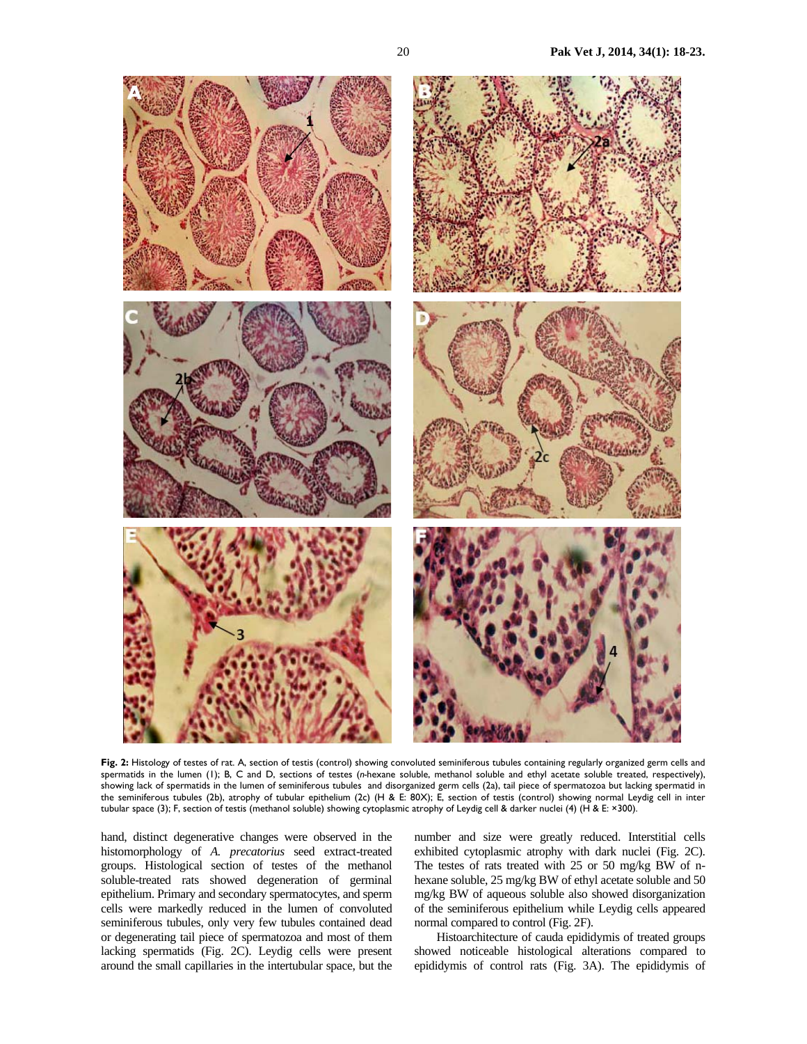**Fig. 2:** Histology of testes of rat. A, section of testis (control) showing convoluted seminiferous tubules containing regularly organized germ cells and spermatids in the lumen (1); B, C and D, sections of testes (*n*-hexane soluble, methanol soluble and ethyl acetate soluble treated, respectively), showing lack of spermatids in the lumen of seminiferous tubules and disorganized germ cells (2a), tail piece of spermatozoa but lacking spermatid in the seminiferous tubules (2b), atrophy of tubular epithelium (2c) (H & E: 80X); E, section of testis (control) showing normal Leydig cell in inter tubular space (3); F, section of testis (methanol soluble) showing cytoplasmic atrophy of Leydig cell & darker nuclei (4) (H & E: ×300).

hand, distinct degenerative changes were observed in the histomorphology of *A. precatorius* seed extract-treated groups. Histological section of testes of the methanol soluble-treated rats showed degeneration of germinal epithelium. Primary and secondary spermatocytes, and sperm cells were markedly reduced in the lumen of convoluted seminiferous tubules, only very few tubules contained dead or degenerating tail piece of spermatozoa and most of them lacking spermatids (Fig. 2C). Leydig cells were present around the small capillaries in the intertubular space, but the number and size were greatly reduced. Interstitial cells exhibited cytoplasmic atrophy with dark nuclei (Fig. 2C). The testes of rats treated with 25 or 50 mg/kg BW of n-hexane soluble, 25 mg/kg BW of ethyl acetate soluble and 50 mg/kg BW of aqueous soluble also showed disorganization of the seminiferous epithelium while Leydig cells appeared normal compared to control (Fig. 2F).

Histoarchitecture of cauda epididymis of treated groups showed noticeable histological alterations compared to epididymis of control rats (Fig. 3A). The epididymis of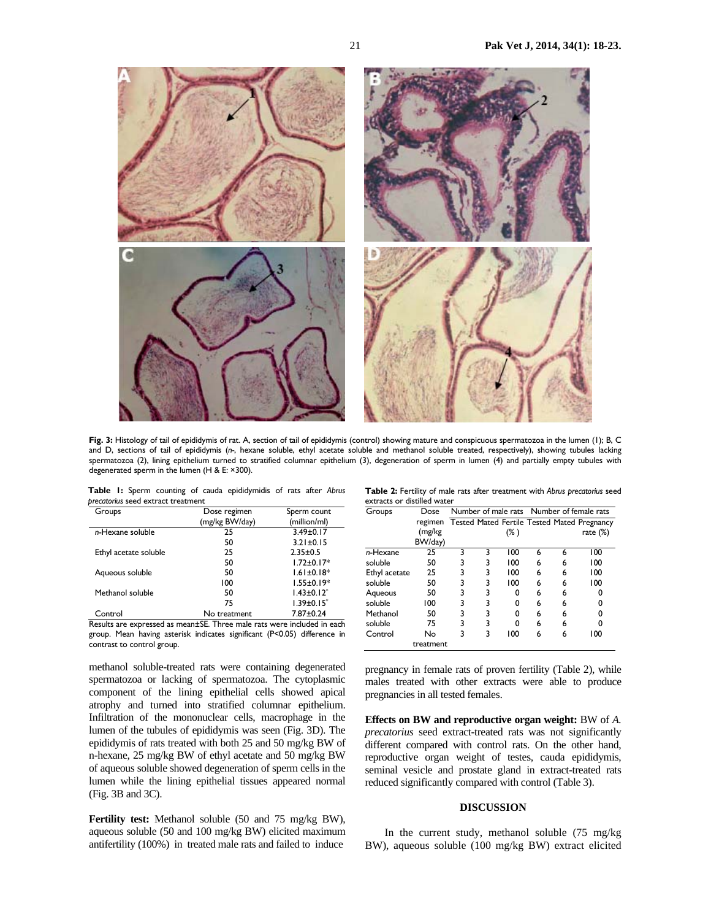**Fig. 3:** Histology of tail of epididymis of rat. A, section of tail of epididymis (control) showing mature and conspicuous spermatozoa in the lumen (1); B, C and D, sections of tail of epididymis (*n*-, hexane soluble, ethyl acetate soluble and methanol soluble treated, respectively), showing tubules lacking spermatozoa (2), lining epithelium turned to stratified columnar epithelium (3), degeneration of sperm in lumen (4) and partially empty tubules with degenerated sperm in the lumen (H & E: ×300).

**Table 1:** Sperm counting of cauda epididymidis of rats after *Abrus precatorius* seed extract treatment

| Groups | Dose regimen (mg/kg BW/day) | Sperm count (million/ml) |
|---|---|---|
| *n*-Hexane soluble | 25 | 3.49±0.17 |
| | 50 | 3.21±0.15 |
| Ethyl acetate soluble | 25 | 2.35±0.5 |
| | 50 | 1.72±0.17* |
| Aqueous soluble | 50 | 1.61±0.18* |
| | 100 | 1.55±0.19* |
| Methanol soluble | 50 | 1.43±0.12* |
| | 75 | 1.39±0.15* |
| Control | No treatment | 7.87±0.24 |

Results are expressed as mean±SE. Three male rats were included in each group. Mean having asterisk indicates significant ($P<0.05$) difference in contrast to control group.

**Table 2:** Fertility of male rats after treatment with *Abrus precatorius* seed extracts or distilled water

| Groups | Dose regimen (mg/kg BW/day) | Number of male rats | | | Number of female rats | | |
|---|---|---|---|---|---|---|---|
| | | Tested | Mated | Fertile (%) | Tested | Mated | Pregnancy rate (%) |
| *n*-Hexane soluble | 25 | 3 | 3 | 100 | 6 | 6 | 100 |
| | 50 | 3 | 3 | 100 | 6 | 6 | 100 |
| Ethyl acetate soluble | 25 | 3 | 3 | 100 | 6 | 6 | 100 |
| | 50 | 3 | 3 | 100 | 6 | 6 | 100 |
| Aqueous soluble | 50 | 3 | 3 | 0 | 6 | 6 | 0 |
| | 100 | 3 | 3 | 0 | 6 | 6 | 0 |
| Methanol soluble | 50 | 3 | 3 | 0 | 6 | 6 | 0 |
| | 75 | 3 | 3 | 0 | 6 | 6 | 0 |
| Control | No treatment | 3 | 3 | 100 | 6 | 6 | 100 |

methanol soluble-treated rats were containing degenerated spermatozoa or lacking of spermatozoa. The cytoplasmic component of the lining epithelial cells showed apical atrophy and turned into stratified columnar epithelium. Infiltration of the mononuclear cells, macrophage in the lumen of the tubules of epididymis was seen (Fig. 3D). The epididymis of rats treated with both 25 and 50 mg/kg BW of n-hexane, 25 mg/kg BW of ethyl acetate and 50 mg/kg BW of aqueous soluble showed degeneration of sperm cells in the lumen while the lining epithelial tissues appeared normal (Fig. 3B and 3C).

**Fertility test:** Methanol soluble (50 and 75 mg/kg BW), aqueous soluble (50 and 100 mg/kg BW) elicited maximum antifertility (100%) in treated male rats and failed to induce pregnancy in female rats of proven fertility (Table 2), while males treated with other extracts were able to produce pregnancies in all tested females.

**Effects on BW and reproductive organ weight:** BW of *A. precatorius* seed extract-treated rats was not significantly different compared with control rats. On the other hand, reproductive organ weight of testes, cauda epididymis, seminal vesicle and prostate gland in extract-treated rats reduced significantly compared with control (Table 3).

## DISCUSSION

In the current study, methanol soluble (75 mg/kg BW), aqueous soluble (100 mg/kg BW) extract elicited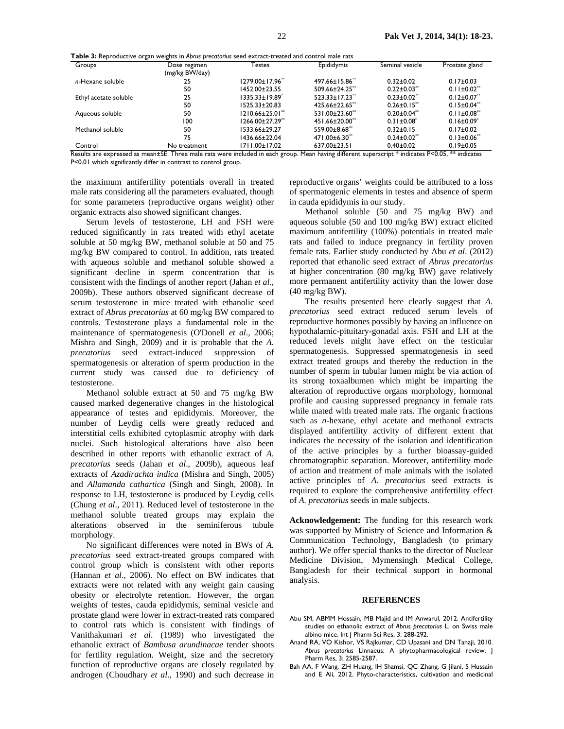**Table 3:** Reproductive organ weights in *Abrus precatorius* seed extract-treated and control male rats

| Groups | Dose regimen (mg/kg BW/day) | Testes | Epididymis | Seminal vesicle | Prostate gland |
|---|---|---|---|---|---|
| *n*-Hexane soluble | 25 | 1279.00±17.96** | 497.66±15.86** | 0.32±0.02 | 0.17±0.03 |
| | 50 | 1452.00±23.55 | 509.66±24.25** | 0.22±0.03** | 0.11±0.02** |
| Ethyl acetate soluble | 25 | 1335.33±19.89* | 523.33±17.23** | 0.23±0.02** | 0.12±0.07** |
| | 50 | 1525.33±20.83 | 425.66±22.65** | 0.26±0.15** | 0.15±0.04** |
| Aqueous soluble | 50 | 1210.66±25.01** | 531.00±23.60** | 0.20±0.04** | 0.11±0.08** |
| | 100 | 1266.00±27.29** | 451.66±20.00** | 0.31±0.08* | 0.16±0.09* |
| Methanol soluble | 50 | 1533.66±29.27 | 559.00±8.68** | 0.32±0.15 | 0.17±0.02 |
| | 75 | 1436.66±22.04 | 471.00±6.30** | 0.24±0.02** | 0.13±0.06** |
| Control | No treatment | 1711.00±17.02 | 637.00±23.51 | 0.40±0.02 | 0.19±0.05 |

Results are expressed as mean±SE. Three male rats were included in each group. Mean having different superscript * indicates P<0.05, ** indicates P<0.01 which significantly differ in contrast to control group.

the maximum antifertility potentials overall in treated male rats considering all the parameters evaluated, though for some parameters (reproductive organs weight) other organic extracts also showed significant changes.

Serum levels of testosterone, LH and FSH were reduced significantly in rats treated with ethyl acetate soluble at 50 mg/kg BW, methanol soluble at 50 and 75 mg/kg BW compared to control. In addition, rats treated with aqueous soluble and methanol soluble showed a significant decline in sperm concentration that is consistent with the findings of another report (Jahan *et al*., 2009b). These authors observed significant decrease of serum testosterone in mice treated with ethanolic seed extract of *Abrus precatorius* at 60 mg/kg BW compared to controls. Testosterone plays a fundamental role in the maintenance of spermatogenesis (O'Donell *et al*., 2006; Mishra and Singh, 2009) and it is probable that the *A. precatorius* seed extract-induced suppression of spermatogenesis or alteration of sperm production in the current study was caused due to deficiency of testosterone.

Methanol soluble extract at 50 and 75 mg/kg BW caused marked degenerative changes in the histological appearance of testes and epididymis. Moreover, the number of Leydig cells were greatly reduced and interstitial cells exhibited cytoplasmic atrophy with dark nuclei. Such histological alterations have also been described in other reports with ethanolic extract of *A. precatorius* seeds (Jahan *et al*., 2009b), aqueous leaf extracts of *Azadirachta indica* (Mishra and Singh, 2005) and *Allamanda cathartica* (Singh and Singh, 2008). In response to LH, testosterone is produced by Leydig cells (Chung *et al*., 2011). Reduced level of testosterone in the methanol soluble treated groups may explain the alterations observed in the seminiferous tubule morphology.

No significant differences were noted in BWs of *A. precatorius* seed extract-treated groups compared with control group which is consistent with other reports (Hannan *et al*., 2006). No effect on BW indicates that extracts were not related with any weight gain causing obesity or electrolyte retention. However, the organ weights of testes, cauda epididymis, seminal vesicle and prostate gland were lower in extract-treated rats compared to control rats which is consistent with findings of Vanithakumari *et al*. (1989) who investigated the ethanolic extract of *Bambusa arundinacae* tender shoots for fertility regulation. Weight, size and the secretory function of reproductive organs are closely regulated by androgen (Choudhary *et al*., 1990) and such decrease in reproductive organs' weights could be attributed to a loss of spermatogenic elements in testes and absence of sperm in cauda epididymis in our study.

Methanol soluble (50 and 75 mg/kg BW) and aqueous soluble (50 and 100 mg/kg BW) extract elicited maximum antifertility (100%) potentials in treated male rats and failed to induce pregnancy in fertility proven female rats. Earlier study conducted by Abu *et al*. (2012) reported that ethanolic seed extract of *Abrus precatorius* at higher concentration (80 mg/kg BW) gave relatively more permanent antifertility activity than the lower dose (40 mg/kg BW).

The results presented here clearly suggest that *A. precatorius* seed extract reduced serum levels of reproductive hormones possibly by having an influence on hypothalamic-pituitary-gonadal axis. FSH and LH at the reduced levels might have effect on the testicular spermatogenesis. Suppressed spermatogenesis in seed extract treated groups and thereby the reduction in the number of sperm in tubular lumen might be via action of its strong toxaalbumen which might be imparting the alteration of reproductive organs morphology, hormonal profile and causing suppressed pregnancy in female rats while mated with treated male rats. The organic fractions such as *n*-hexane, ethyl acetate and methanol extracts displayed antifertility activity of different extent that indicates the necessity of the isolation and identification of the active principles by a further bioassay-guided chromatographic separation. Moreover, antifertility mode of action and treatment of male animals with the isolated active principles of *A. precatorius* seed extracts is required to explore the comprehensive antifertility effect of *A. precatorius* seeds in male subjects.

**Acknowledgement:** The funding for this research work was supported by Ministry of Science and Information & Communication Technology, Bangladesh (to primary author). We offer special thanks to the director of Nuclear Medicine Division, Mymensingh Medical College, Bangladesh for their technical support in hormonal analysis.

## REFERENCES

Abu SM, ABMM Hossain, MB Majid and IM Anwarul, 2012. Antifertility studies on ethanolic extract of *Abrus precatorius* L. on Swiss male albino mice. Int J Pharm Sci Res, 3: 288-292.

Anand RA, VO Kishor, VS Rajkumar, CD Upasani and DN Tanaji, 2010. *Abrus precatorius* Linnaeus: A phytopharmacological review. J Pharm Res, 3: 2585-2587.

Bah AA, F Wang, ZH Huang, IH Shamsi, QC Zhang, G Jilani, S Hussain and E Ali, 2012. Phyto-characteristics, cultivation and medicinal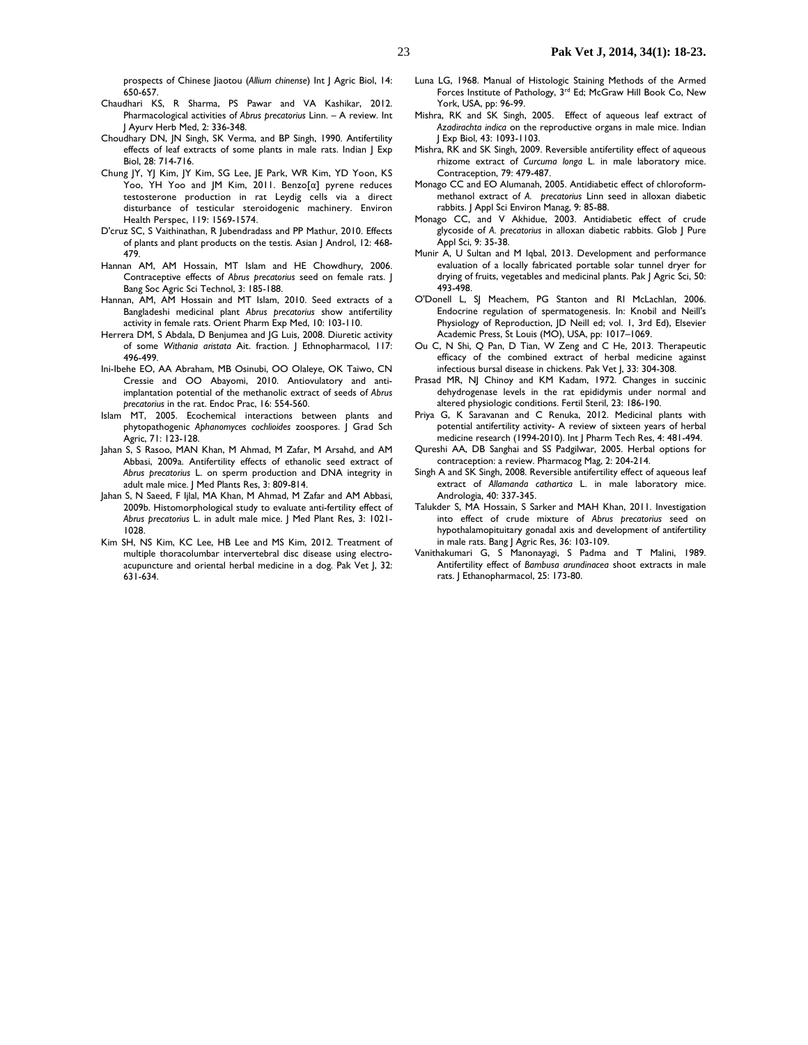prospects of Chinese Jiaotou (*Allium chinense*) Int J Agric Biol, 14: 650-657.

Chaudhari KS, R Sharma, PS Pawar and VA Kashikar, 2012. Pharmacological activities of *Abrus precatorius* Linn. – A review. Int J Ayurv Herb Med, 2: 336-348.

Choudhary DN, JN Singh, SK Verma, and BP Singh, 1990. Antifertility effects of leaf extracts of some plants in male rats. Indian J Exp Biol, 28: 714-716.

Chung JY, YJ Kim, JY Kim, SG Lee, JE Park, WR Kim, YD Yoon, KS Yoo, YH Yoo and JM Kim, 2011. Benzo[α] pyrene reduces testosterone production in rat Leydig cells via a direct disturbance of testicular steroidogenic machinery. Environ Health Perspec, 119: 1569-1574.

D'cruz SC, S Vaithinathan, R Jubendradass and PP Mathur, 2010. Effects of plants and plant products on the testis. Asian J Androl, 12: 468-479.

Hannan AM, AM Hossain, MT Islam and HE Chowdhury, 2006. Contraceptive effects of *Abrus precatorius* seed on female rats. J Bang Soc Agric Sci Technol, 3: 185-188.

Hannan, AM, AM Hossain and MT Islam, 2010. Seed extracts of a Bangladeshi medicinal plant *Abrus precatorius* show antifertility activity in female rats. Orient Pharm Exp Med, 10: 103-110.

Herrera DM, S Abdala, D Benjumea and JG Luis, 2008. Diuretic activity of some *Withania aristata* Ait. fraction. J Ethnopharmacol, 117: 496-499.

Ini-Ibehe EO, AA Abraham, MB Osinubi, OO Olaleye, OK Taiwo, CN Cressie and OO Abayomi, 2010. Antiovulatory and anti-implantation potential of the methanolic extract of seeds of *Abrus precatorius* in the rat. Endoc Prac, 16: 554-560.

Islam MT, 2005. Ecochemical interactions between plants and phytopathogenic *Aphanomyces cochlioides* zoospores. J Grad Sch Agric, 71: 123-128.

Jahan S, S Rasoo, MAN Khan, M Ahmad, M Zafar, M Arsahd, and AM Abbasi, 2009a. Antifertility effects of ethanolic seed extract of *Abrus precatorius* L. on sperm production and DNA integrity in adult male mice. J Med Plants Res, 3: 809-814.

Jahan S, N Saeed, F Ijlal, MA Khan, M Ahmad, M Zafar and AM Abbasi, 2009b. Histomorphological study to evaluate anti-fertility effect of *Abrus precatorius* L. in adult male mice. J Med Plant Res, 3: 1021-1028.

Kim SH, NS Kim, KC Lee, HB Lee and MS Kim, 2012. Treatment of multiple thoracolumbar intervertebral disc disease using electro-acupuncture and oriental herbal medicine in a dog. Pak Vet J, 32: 631-634.

Luna LG, 1968. Manual of Histologic Staining Methods of the Armed Forces Institute of Pathology, 3rd Ed; McGraw Hill Book Co, New York, USA, pp: 96-99.

Mishra, RK and SK Singh, 2005. Effect of aqueous leaf extract of *Azadirachta indica* on the reproductive organs in male mice. Indian J Exp Biol, 43: 1093-1103.

Mishra, RK and SK Singh, 2009. Reversible antifertility effect of aqueous rhizome extract of *Curcuma longa* L. in male laboratory mice. Contraception, 79: 479-487.

Monago CC and EO Alumanah, 2005. Antidiabetic effect of chloroform-methanol extract of *A. precatorius* Linn seed in alloxan diabetic rabbits. J Appl Sci Environ Manag, 9: 85-88.

Monago CC, and V Akhidue, 2003. Antidiabetic effect of crude glycoside of *A. precatorius* in alloxan diabetic rabbits. Glob J Pure Appl Sci, 9: 35-38.

Munir A, U Sultan and M Iqbal, 2013. Development and performance evaluation of a locally fabricated portable solar tunnel dryer for drying of fruits, vegetables and medicinal plants. Pak J Agric Sci, 50: 493-498.

O'Donell L, SJ Meachem, PG Stanton and RI McLachlan, 2006. Endocrine regulation of spermatogenesis. In: Knobil and Neill's Physiology of Reproduction, JD Neill ed; vol. 1, 3rd Ed), Elsevier Academic Press, St Louis (MO), USA, pp: 1017–1069.

Ou C, N Shi, Q Pan, D Tian, W Zeng and C He, 2013. Therapeutic efficacy of the combined extract of herbal medicine against infectious bursal disease in chickens. Pak Vet J, 33: 304-308.

Prasad MR, NJ Chinoy and KM Kadam, 1972. Changes in succinic dehydrogenase levels in the rat epididymis under normal and altered physiologic conditions. Fertil Steril, 23: 186-190.

Priya G, K Saravanan and C Renuka, 2012. Medicinal plants with potential antifertility activity- A review of sixteen years of herbal medicine research (1994-2010). Int J Pharm Tech Res, 4: 481-494.

Qureshi AA, DB Sanghai and SS Padgilwar, 2005. Herbal options for contraception: a review. Pharmacog Mag, 2: 204-214.

Singh A and SK Singh, 2008. Reversible antifertility effect of aqueous leaf extract of *Allamanda cathartica* L. in male laboratory mice. Andrologia, 40: 337-345.

Talukder S, MA Hossain, S Sarker and MAH Khan, 2011. Investigation into effect of crude mixture of *Abrus precatorius* seed on hypothalamopituitary gonadal axis and development of antifertility in male rats. Bang J Agric Res, 36: 103-109.

Vanithakumari G, S Manonayagi, S Padma and T Malini, 1989. Antifertility effect of *Bambusa arundinacea* shoot extracts in male rats. J Ethanopharmacol, 25: 173-80.